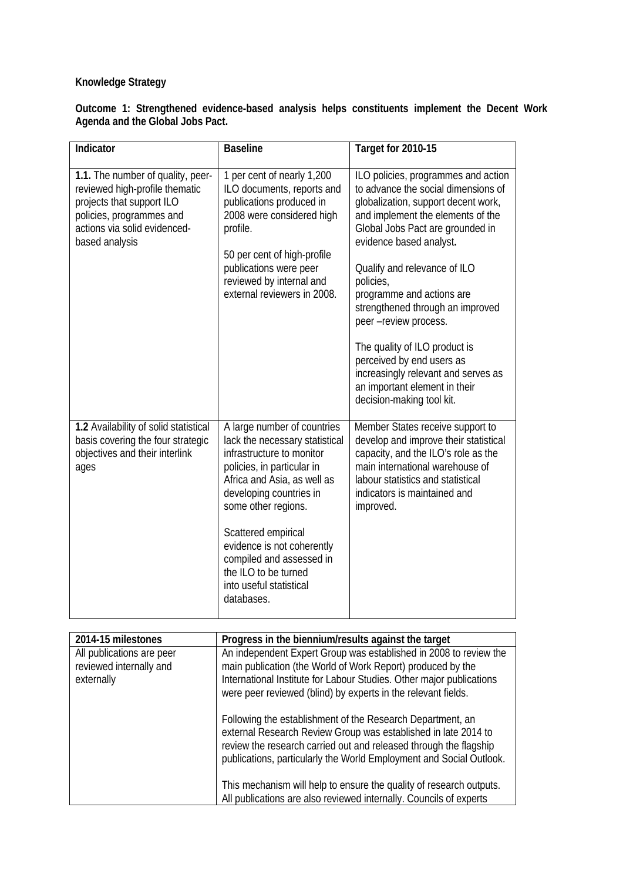**Knowledge Strategy**

**Outcome 1: Strengthened evidence-based analysis helps constituents implement the Decent Work Agenda and the Global Jobs Pact.**

| Indicator | Baseline | Target for 2010-15 |
|---|---|---|
| **1.1.** The number of quality, peer-reviewed high-profile thematic projects that support ILO policies, programmes and actions via solid evidenced-based analysis | 1 per cent of nearly 1,200 ILO documents, reports and publications produced in 2008 were considered high profile.<br><br>50 per cent of high-profile publications were peer reviewed by internal and external reviewers in 2008. | ILO policies, programmes and action to advance the social dimensions of globalization, support decent work, and implement the elements of the Global Jobs Pact are grounded in evidence based analyst**.**<br><br>Qualify and relevance of ILO policies, programme and actions are strengthened through an improved peer –review process.<br><br>The quality of ILO product is perceived by end users as increasingly relevant and serves as an important element in their decision-making tool kit. |
| **1.2** Availability of solid statistical basis covering the four strategic objectives and their interlink ages | A large number of countries lack the necessary statistical infrastructure to monitor policies, in particular in Africa and Asia, as well as developing countries in some other regions.<br><br>Scattered empirical evidence is not coherently compiled and assessed in the ILO to be turned into useful statistical databases. | Member States receive support to develop and improve their statistical capacity, and the ILO's role as the main international warehouse of labour statistics and statistical indicators is maintained and improved. |

| 2014-15 milestones | Progress in the biennium/results against the target |
|---|---|
| All publications are peer reviewed internally and externally | An independent Expert Group was established in 2008 to review the main publication (the World of Work Report) produced by the International Institute for Labour Studies. Other major publications were peer reviewed (blind) by experts in the relevant fields.<br><br>Following the establishment of the Research Department, an external Research Review Group was established in late 2014 to review the research carried out and released through the flagship publications, particularly the World Employment and Social Outlook.<br><br>This mechanism will help to ensure the quality of research outputs. All publications are also reviewed internally. Councils of experts |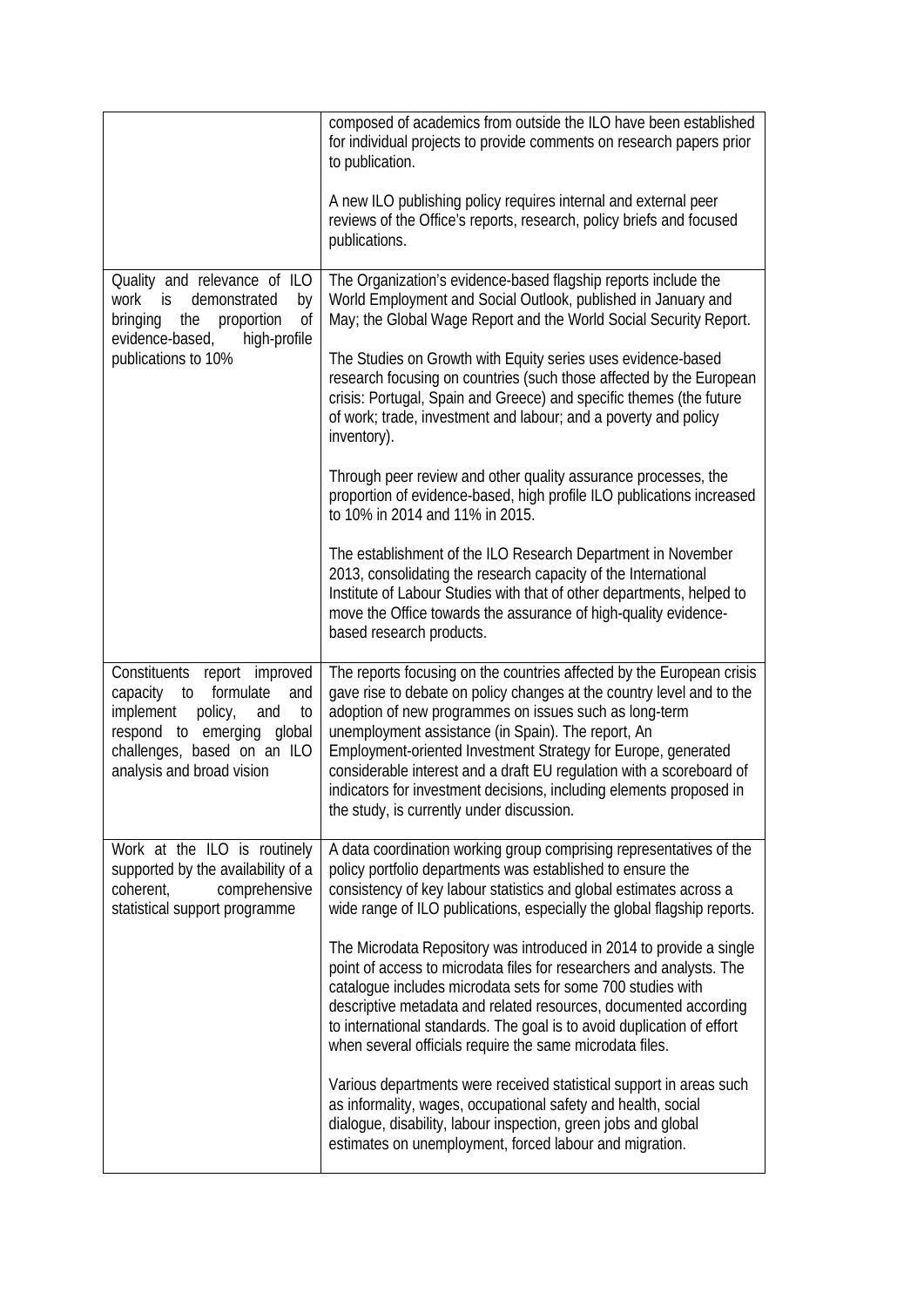| | |
|---|---|
| | composed of academics from outside the ILO have been established for individual projects to provide comments on research papers prior to publication.<br><br>A new ILO publishing policy requires internal and external peer reviews of the Office's reports, research, policy briefs and focused publications. |
| Quality and relevance of ILO work is demonstrated by bringing the proportion of evidence-based, high-profile publications to 10% | The Organization's evidence-based flagship reports include the World Employment and Social Outlook, published in January and May; the Global Wage Report and the World Social Security Report.<br><br>The Studies on Growth with Equity series uses evidence-based research focusing on countries (such those affected by the European crisis: Portugal, Spain and Greece) and specific themes (the future of work; trade, investment and labour; and a poverty and policy inventory).<br><br>Through peer review and other quality assurance processes, the proportion of evidence-based, high profile ILO publications increased to 10% in 2014 and 11% in 2015.<br><br>The establishment of the ILO Research Department in November 2013, consolidating the research capacity of the International Institute of Labour Studies with that of other departments, helped to move the Office towards the assurance of high-quality evidence-based research products. |
| Constituents report improved capacity to formulate and implement policy, and to respond to emerging global challenges, based on an ILO analysis and broad vision | The reports focusing on the countries affected by the European crisis gave rise to debate on policy changes at the country level and to the adoption of new programmes on issues such as long-term unemployment assistance (in Spain). The report, An Employment-oriented Investment Strategy for Europe, generated considerable interest and a draft EU regulation with a scoreboard of indicators for investment decisions, including elements proposed in the study, is currently under discussion. |
| Work at the ILO is routinely supported by the availability of a coherent, comprehensive statistical support programme | A data coordination working group comprising representatives of the policy portfolio departments was established to ensure the consistency of key labour statistics and global estimates across a wide range of ILO publications, especially the global flagship reports.<br><br>The Microdata Repository was introduced in 2014 to provide a single point of access to microdata files for researchers and analysts. The catalogue includes microdata sets for some 700 studies with descriptive metadata and related resources, documented according to international standards. The goal is to avoid duplication of effort when several officials require the same microdata files.<br><br>Various departments were received statistical support in areas such as informality, wages, occupational safety and health, social dialogue, disability, labour inspection, green jobs and global estimates on unemployment, forced labour and migration. |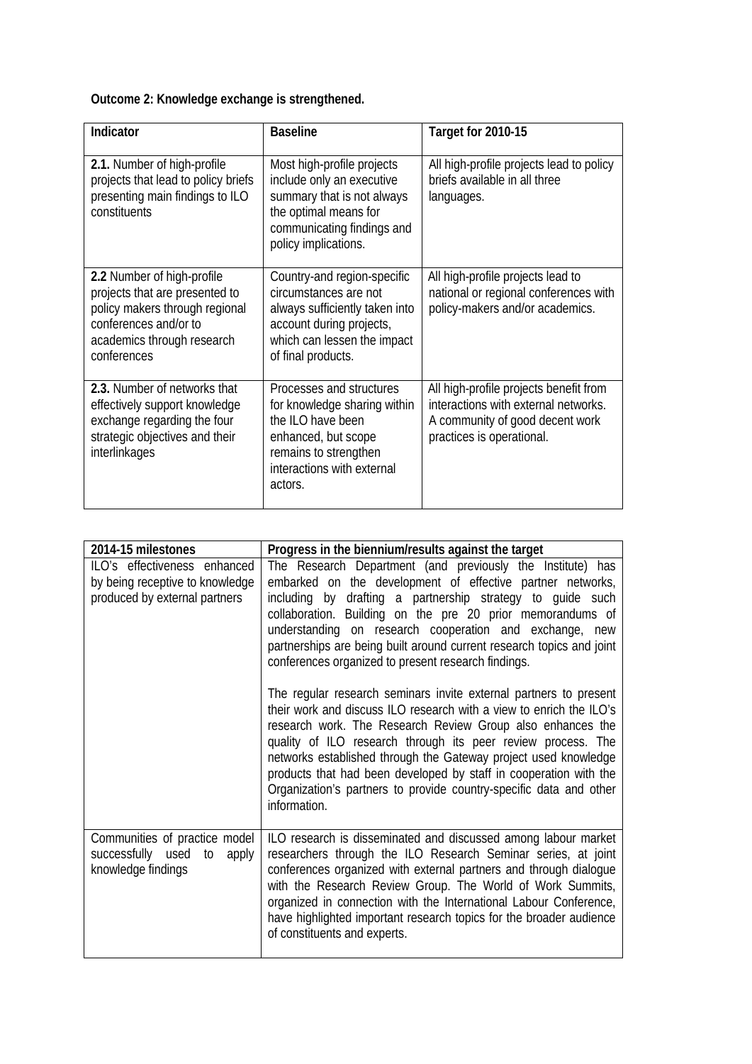**Outcome 2: Knowledge exchange is strengthened.**

| Indicator | Baseline | Target for 2010-15 |
|---|---|---|
| **2.1.** Number of high-profile projects that lead to policy briefs presenting main findings to ILO constituents | Most high-profile projects include only an executive summary that is not always the optimal means for communicating findings and policy implications. | All high-profile projects lead to policy briefs available in all three languages. |
| **2.2** Number of high-profile projects that are presented to policy makers through regional conferences and/or to academics through research conferences | Country-and region-specific circumstances are not always sufficiently taken into account during projects, which can lessen the impact of final products. | All high-profile projects lead to national or regional conferences with policy-makers and/or academics. |
| **2.3.** Number of networks that effectively support knowledge exchange regarding the four strategic objectives and their interlinkages | Processes and structures for knowledge sharing within the ILO have been enhanced, but scope remains to strengthen interactions with external actors. | All high-profile projects benefit from interactions with external networks. A community of good decent work practices is operational. |

| 2014-15 milestones | Progress in the biennium/results against the target |
|---|---|
| ILO's effectiveness enhanced by being receptive to knowledge produced by external partners | The Research Department (and previously the Institute) has embarked on the development of effective partner networks, including by drafting a partnership strategy to guide such collaboration. Building on the pre 20 prior memorandums of understanding on research cooperation and exchange, new partnerships are being built around current research topics and joint conferences organized to present research findings.<br><br>The regular research seminars invite external partners to present their work and discuss ILO research with a view to enrich the ILO's research work. The Research Review Group also enhances the quality of ILO research through its peer review process. The networks established through the Gateway project used knowledge products that had been developed by staff in cooperation with the Organization's partners to provide country-specific data and other information. |
| Communities of practice model successfully used to apply knowledge findings | ILO research is disseminated and discussed among labour market researchers through the ILO Research Seminar series, at joint conferences organized with external partners and through dialogue with the Research Review Group. The World of Work Summits, organized in connection with the International Labour Conference, have highlighted important research topics for the broader audience of constituents and experts. |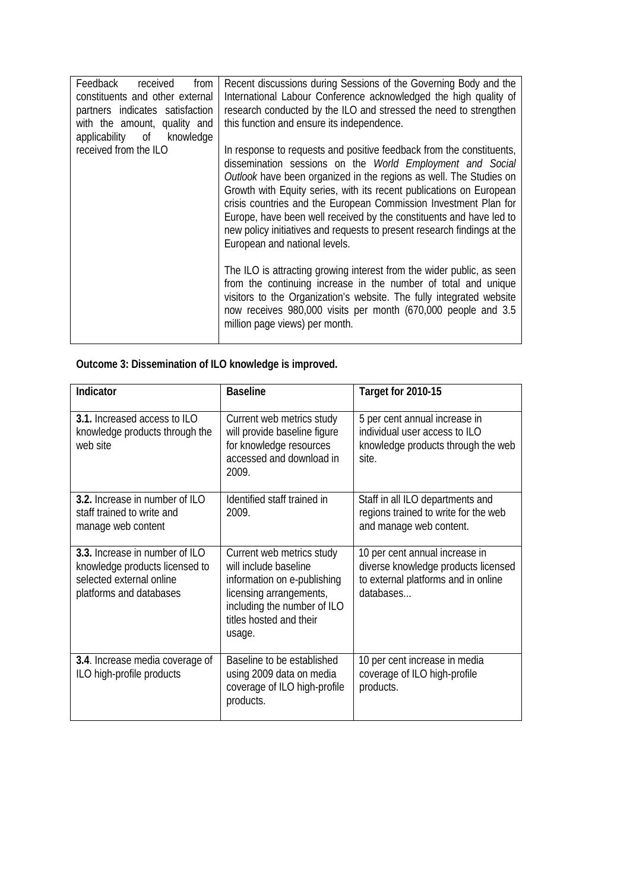| | |
|---|---|
| Feedback received from constituents and other external partners indicates satisfaction with the amount, quality and applicability of knowledge received from the ILO | Recent discussions during Sessions of the Governing Body and the International Labour Conference acknowledged the high quality of research conducted by the ILO and stressed the need to strengthen this function and ensure its independence.<br><br>In response to requests and positive feedback from the constituents, dissemination sessions on the *World Employment and Social Outlook* have been organized in the regions as well. The Studies on Growth with Equity series, with its recent publications on European crisis countries and the European Commission Investment Plan for Europe, have been well received by the constituents and have led to new policy initiatives and requests to present research findings at the European and national levels.<br><br>The ILO is attracting growing interest from the wider public, as seen from the continuing increase in the number of total and unique visitors to the Organization's website. The fully integrated website now receives 980,000 visits per month (670,000 people and 3.5 million page views) per month. |

**Outcome 3: Dissemination of ILO knowledge is improved.**

| Indicator | Baseline | Target for 2010-15 |
|---|---|---|
| **3.1.** Increased access to ILO knowledge products through the web site | Current web metrics study will provide baseline figure for knowledge resources accessed and download in 2009. | 5 per cent annual increase in individual user access to ILO knowledge products through the web site. |
| **3.2.** Increase in number of ILO staff trained to write and manage web content | Identified staff trained in 2009. | Staff in all ILO departments and regions trained to write for the web and manage web content. |
| **3.3.** Increase in number of ILO knowledge products licensed to selected external online platforms and databases | Current web metrics study will include baseline information on e-publishing licensing arrangements, including the number of ILO titles hosted and their usage. | 10 per cent annual increase in diverse knowledge products licensed to external platforms and in online databases... |
| **3.4**. Increase media coverage of ILO high-profile products | Baseline to be established using 2009 data on media coverage of ILO high-profile products. | 10 per cent increase in media coverage of ILO high-profile products. |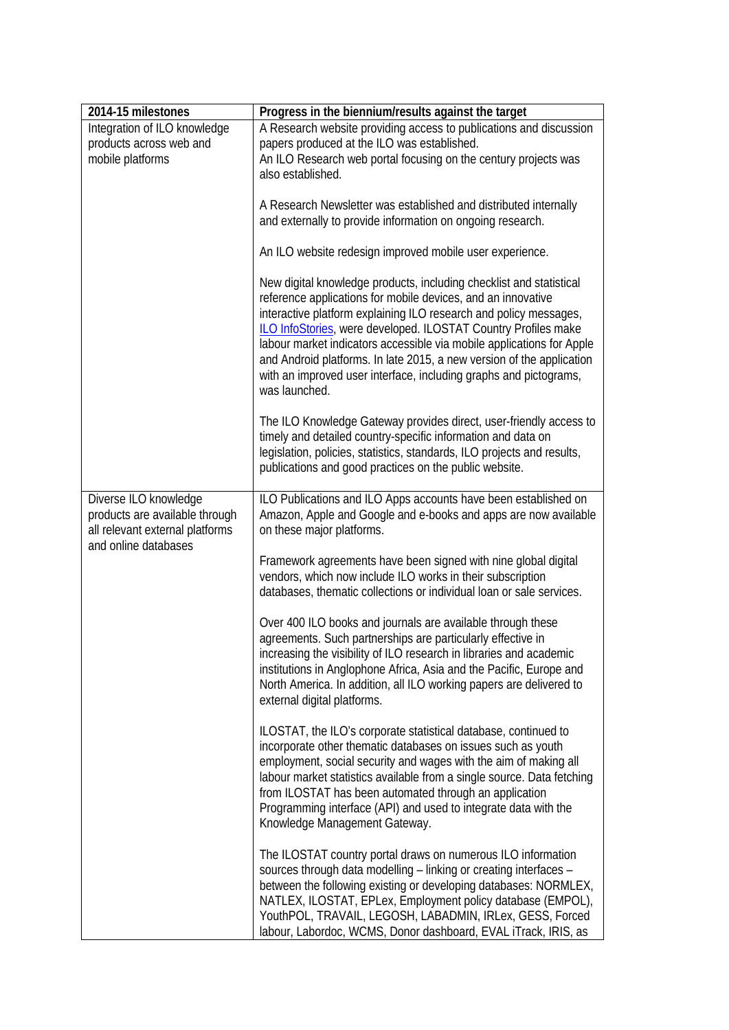| 2014-15 milestones | Progress in the biennium/results against the target |
|---|---|
| Integration of ILO knowledge products across web and mobile platforms | A Research website providing access to publications and discussion papers produced at the ILO was established.<br>An ILO Research web portal focusing on the century projects was also established.<br><br>A Research Newsletter was established and distributed internally and externally to provide information on ongoing research.<br><br>An ILO website redesign improved mobile user experience.<br><br>New digital knowledge products, including checklist and statistical reference applications for mobile devices, and an innovative interactive platform explaining ILO research and policy messages, ILO InfoStories, were developed. ILOSTAT Country Profiles make labour market indicators accessible via mobile applications for Apple and Android platforms. In late 2015, a new version of the application with an improved user interface, including graphs and pictograms, was launched.<br><br>The ILO Knowledge Gateway provides direct, user-friendly access to timely and detailed country-specific information and data on legislation, policies, statistics, standards, ILO projects and results, publications and good practices on the public website. |
| Diverse ILO knowledge products are available through all relevant external platforms and online databases | ILO Publications and ILO Apps accounts have been established on Amazon, Apple and Google and e-books and apps are now available on these major platforms.<br><br>Framework agreements have been signed with nine global digital vendors, which now include ILO works in their subscription databases, thematic collections or individual loan or sale services.<br><br>Over 400 ILO books and journals are available through these agreements. Such partnerships are particularly effective in increasing the visibility of ILO research in libraries and academic institutions in Anglophone Africa, Asia and the Pacific, Europe and North America. In addition, all ILO working papers are delivered to external digital platforms.<br><br>ILOSTAT, the ILO's corporate statistical database, continued to incorporate other thematic databases on issues such as youth employment, social security and wages with the aim of making all labour market statistics available from a single source. Data fetching from ILOSTAT has been automated through an application Programming interface (API) and used to integrate data with the Knowledge Management Gateway.<br><br>The ILOSTAT country portal draws on numerous ILO information sources through data modelling – linking or creating interfaces – between the following existing or developing databases: NORMLEX, NATLEX, ILOSTAT, EPLex, Employment policy database (EMPOL), YouthPOL, TRAVAIL, LEGOSH, LABADMIN, IRLex, GESS, Forced labour, Labordoc, WCMS, Donor dashboard, EVAL iTrack, IRIS, as |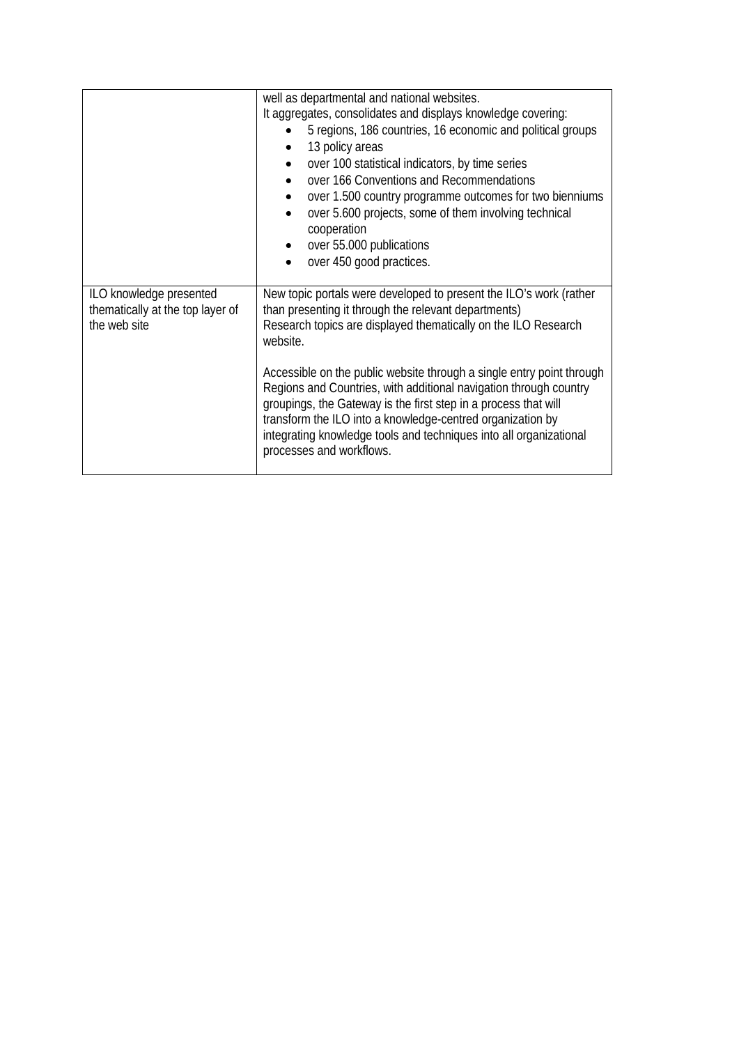| | |
|---|---|
| | well as departmental and national websites.<br>It aggregates, consolidates and displays knowledge covering:<br>• 5 regions, 186 countries, 16 economic and political groups<br>• 13 policy areas<br>• over 100 statistical indicators, by time series<br>• over 166 Conventions and Recommendations<br>• over 1.500 country programme outcomes for two bienniums<br>• over 5.600 projects, some of them involving technical cooperation<br>• over 55.000 publications<br>• over 450 good practices. |
| ILO knowledge presented thematically at the top layer of the web site | New topic portals were developed to present the ILO's work (rather than presenting it through the relevant departments)<br>Research topics are displayed thematically on the ILO Research website.<br><br>Accessible on the public website through a single entry point through Regions and Countries, with additional navigation through country groupings, the Gateway is the first step in a process that will transform the ILO into a knowledge-centred organization by integrating knowledge tools and techniques into all organizational processes and workflows. |